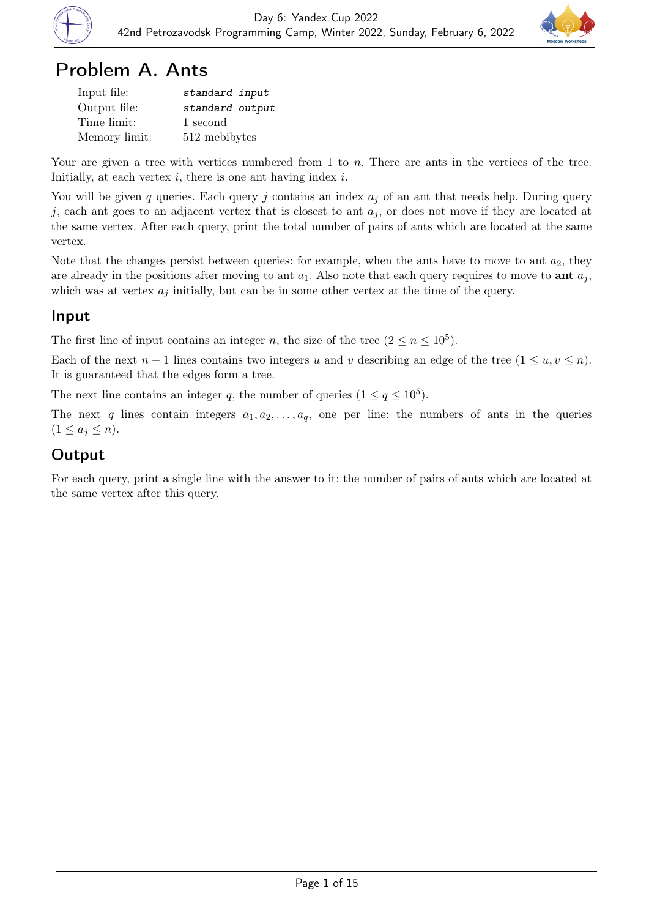# Problem A. Ants

| | |
|---|---|
| Input file: | *standard input* |
| Output file: | *standard output* |
| Time limit: | 1 second |
| Memory limit: | 512 mebibytes |

Your are given a tree with vertices numbered from 1 to $n$. There are ants in the vertices of the tree. Initially, at each vertex $i$, there is one ant having index $i$.

You will be given $q$ queries. Each query $j$ contains an index $a_j$ of an ant that needs help. During query $j$, each ant goes to an adjacent vertex that is closest to ant $a_j$, or does not move if they are located at the same vertex. After each query, print the total number of pairs of ants which are located at the same vertex.

Note that the changes persist between queries: for example, when the ants have to move to ant $a_2$, they are already in the positions after moving to ant $a_1$. Also note that each query requires to move to **ant** $a_j$, which was at vertex $a_j$ initially, but can be in some other vertex at the time of the query.

## Input

The first line of input contains an integer $n$, the size of the tree ($2 \le n \le 10^5$).

Each of the next $n - 1$ lines contains two integers $u$ and $v$ describing an edge of the tree ($1 \le u, v \le n$). It is guaranteed that the edges form a tree.

The next line contains an integer $q$, the number of queries ($1 \le q \le 10^5$).

The next $q$ lines contain integers $a_1, a_2, \ldots, a_q$, one per line: the numbers of ants in the queries ($1 \le a_j \le n$).

## Output

For each query, print a single line with the answer to it: the number of pairs of ants which are located at the same vertex after this query.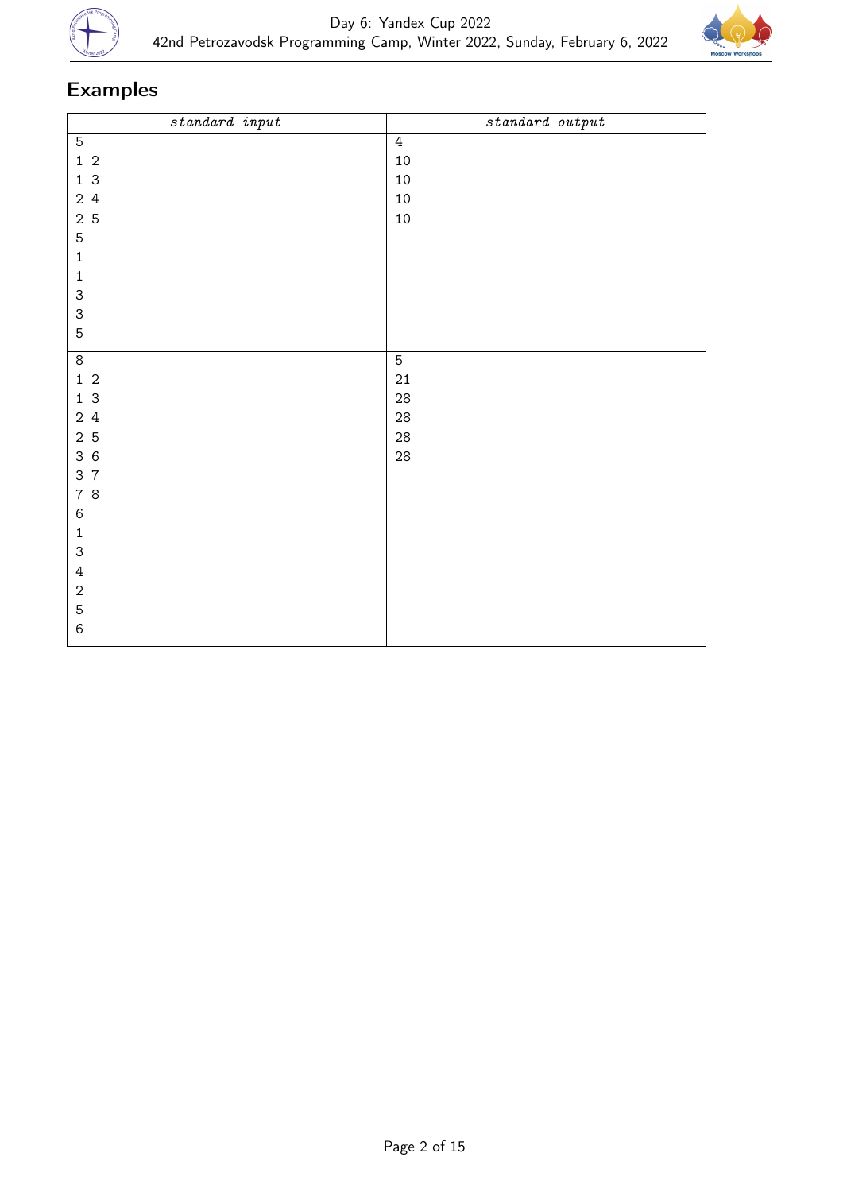## Examples

| standard input | standard output |
|---|---|
| 5<br>1 2<br>1 3<br>2 4<br>2 5<br>5<br>1<br>1<br>3<br>3<br>5 | 4<br>10<br>10<br>10<br>10 |
| 8<br>1 2<br>1 3<br>2 4<br>2 5<br>3 6<br>3 7<br>7 8<br>6<br>1<br>3<br>4<br>2<br>5<br>6 | 5<br>21<br>28<br>28<br>28<br>28 |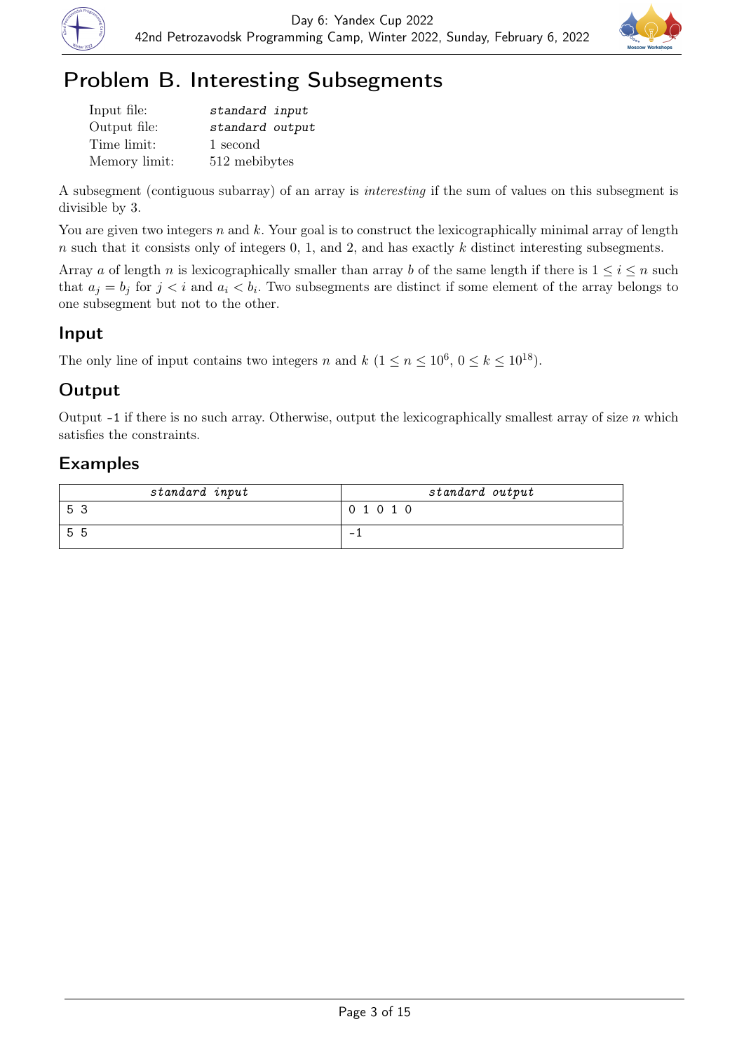# Problem B. Interesting Subsegments

| | |
|---|---|
| Input file: | *standard input* |
| Output file: | *standard output* |
| Time limit: | 1 second |
| Memory limit: | 512 mebibytes |

A subsegment (contiguous subarray) of an array is *interesting* if the sum of values on this subsegment is divisible by 3.

You are given two integers $n$ and $k$. Your goal is to construct the lexicographically minimal array of length $n$ such that it consists only of integers 0, 1, and 2, and has exactly $k$ distinct interesting subsegments.

Array $a$ of length $n$ is lexicographically smaller than array $b$ of the same length if there is $1 \le i \le n$ such that $a_j = b_j$ for $j < i$ and $a_i < b_i$. Two subsegments are distinct if some element of the array belongs to one subsegment but not to the other.

## Input

The only line of input contains two integers $n$ and $k$ ($1 \le n \le 10^6$, $0 \le k \le 10^{18}$).

## Output

Output -1 if there is no such array. Otherwise, output the lexicographically smallest array of size $n$ which satisfies the constraints.

## Examples

| *standard input* | *standard output* |
|---|---|
| 5 3 | 0 1 0 1 0 |
| 5 5 | -1 |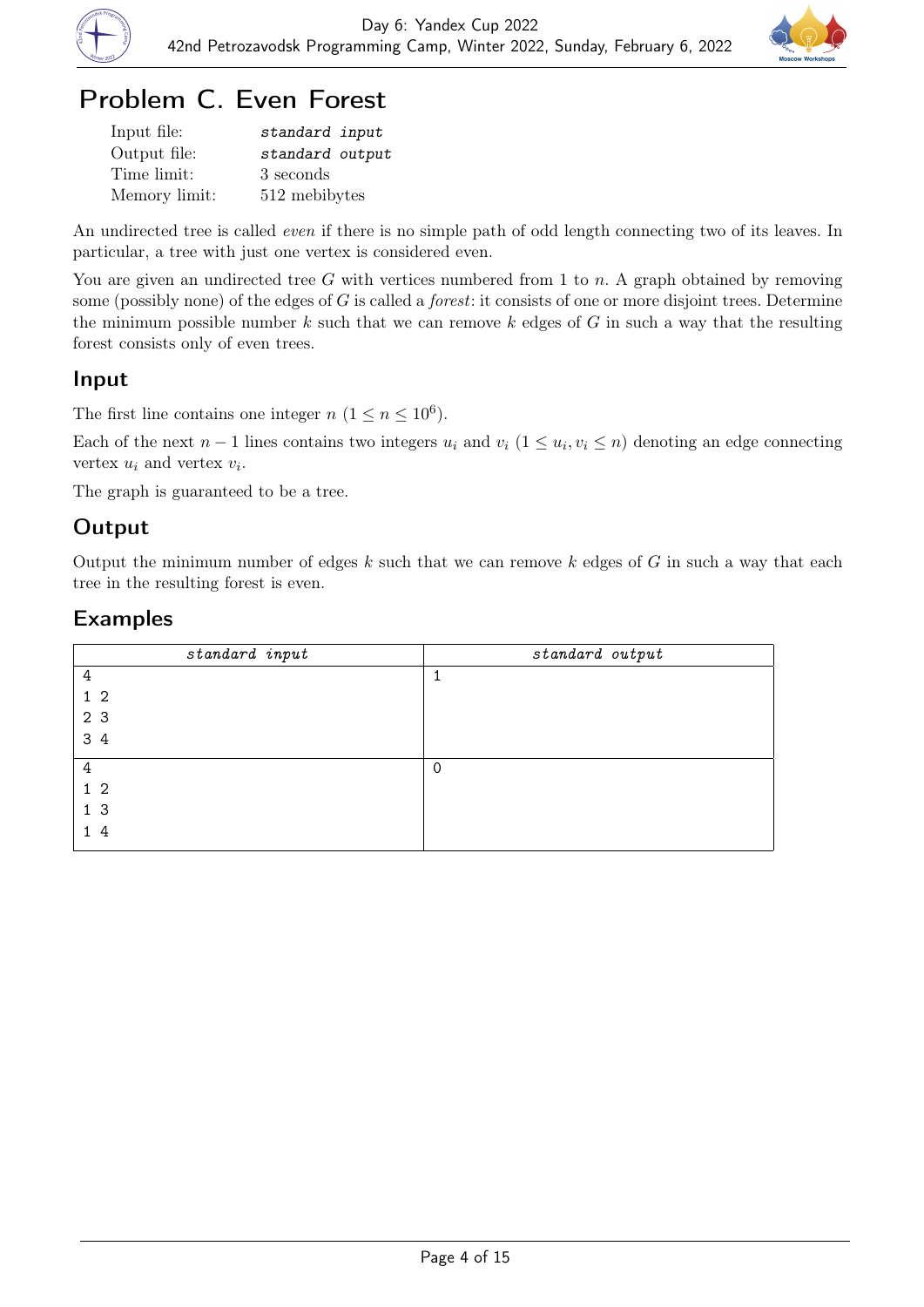# Problem C. Even Forest

| | |
|---|---|
| Input file: | *standard input* |
| Output file: | *standard output* |
| Time limit: | 3 seconds |
| Memory limit: | 512 mebibytes |

An undirected tree is called *even* if there is no simple path of odd length connecting two of its leaves. In particular, a tree with just one vertex is considered even.

You are given an undirected tree $G$ with vertices numbered from 1 to $n$. A graph obtained by removing some (possibly none) of the edges of $G$ is called a *forest*: it consists of one or more disjoint trees. Determine the minimum possible number $k$ such that we can remove $k$ edges of $G$ in such a way that the resulting forest consists only of even trees.

## Input

The first line contains one integer $n$ ($1 \le n \le 10^6$).

Each of the next $n - 1$ lines contains two integers $u_i$ and $v_i$ ($1 \le u_i, v_i \le n$) denoting an edge connecting vertex $u_i$ and vertex $v_i$.

The graph is guaranteed to be a tree.

## Output

Output the minimum number of edges $k$ such that we can remove $k$ edges of $G$ in such a way that each tree in the resulting forest is even.

## Examples

| standard input | standard output |
|---|---|
| 4<br>1 2<br>2 3<br>3 4 | 1 |
| 4<br>1 2<br>1 3<br>1 4 | 0 |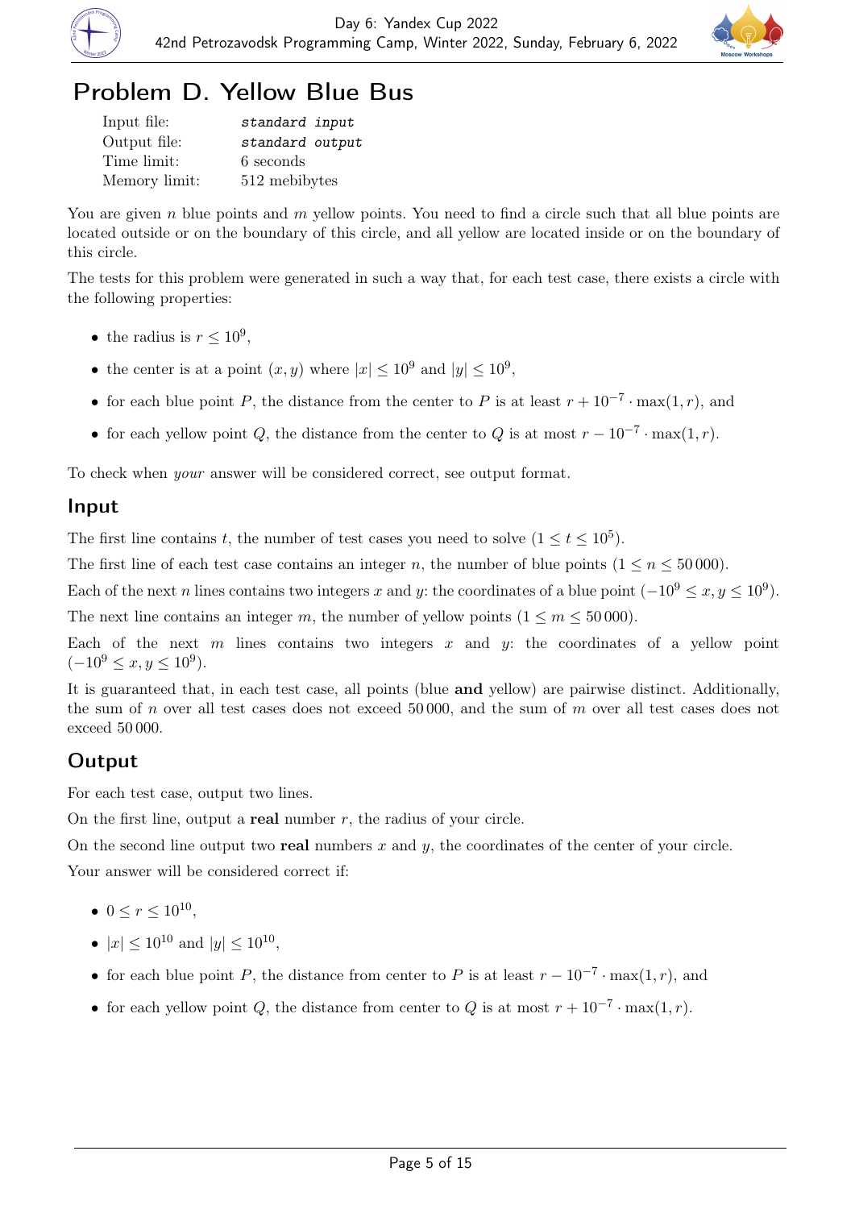# Problem D. Yellow Blue Bus

| | |
|---|---|
| Input file: | *standard input* |
| Output file: | *standard output* |
| Time limit: | 6 seconds |
| Memory limit: | 512 mebibytes |

You are given $n$ blue points and $m$ yellow points. You need to find a circle such that all blue points are located outside or on the boundary of this circle, and all yellow are located inside or on the boundary of this circle.

The tests for this problem were generated in such a way that, for each test case, there exists a circle with the following properties:

- the radius is $r \le 10^9$,
- the center is at a point $(x, y)$ where $|x| \le 10^9$ and $|y| \le 10^9$,
- for each blue point $P$, the distance from the center to $P$ is at least $r + 10^{-7} \cdot \max(1, r)$, and
- for each yellow point $Q$, the distance from the center to $Q$ is at most $r - 10^{-7} \cdot \max(1, r)$.

To check when *your* answer will be considered correct, see output format.

## Input

The first line contains $t$, the number of test cases you need to solve ($1 \le t \le 10^5$).

The first line of each test case contains an integer $n$, the number of blue points ($1 \le n \le 50\,000$).

Each of the next $n$ lines contains two integers $x$ and $y$: the coordinates of a blue point ($-10^9 \le x, y \le 10^9$).

The next line contains an integer $m$, the number of yellow points ($1 \le m \le 50\,000$).

Each of the next $m$ lines contains two integers $x$ and $y$: the coordinates of a yellow point ($-10^9 \le x, y \le 10^9$).

It is guaranteed that, in each test case, all points (blue **and** yellow) are pairwise distinct. Additionally, the sum of $n$ over all test cases does not exceed $50\,000$, and the sum of $m$ over all test cases does not exceed $50\,000$.

## Output

For each test case, output two lines.

On the first line, output a **real** number $r$, the radius of your circle.

On the second line output two **real** numbers $x$ and $y$, the coordinates of the center of your circle.

Your answer will be considered correct if:

- $0 \le r \le 10^{10}$,
- $|x| \le 10^{10}$ and $|y| \le 10^{10}$,
- for each blue point $P$, the distance from center to $P$ is at least $r - 10^{-7} \cdot \max(1, r)$, and
- for each yellow point $Q$, the distance from center to $Q$ is at most $r + 10^{-7} \cdot \max(1, r)$.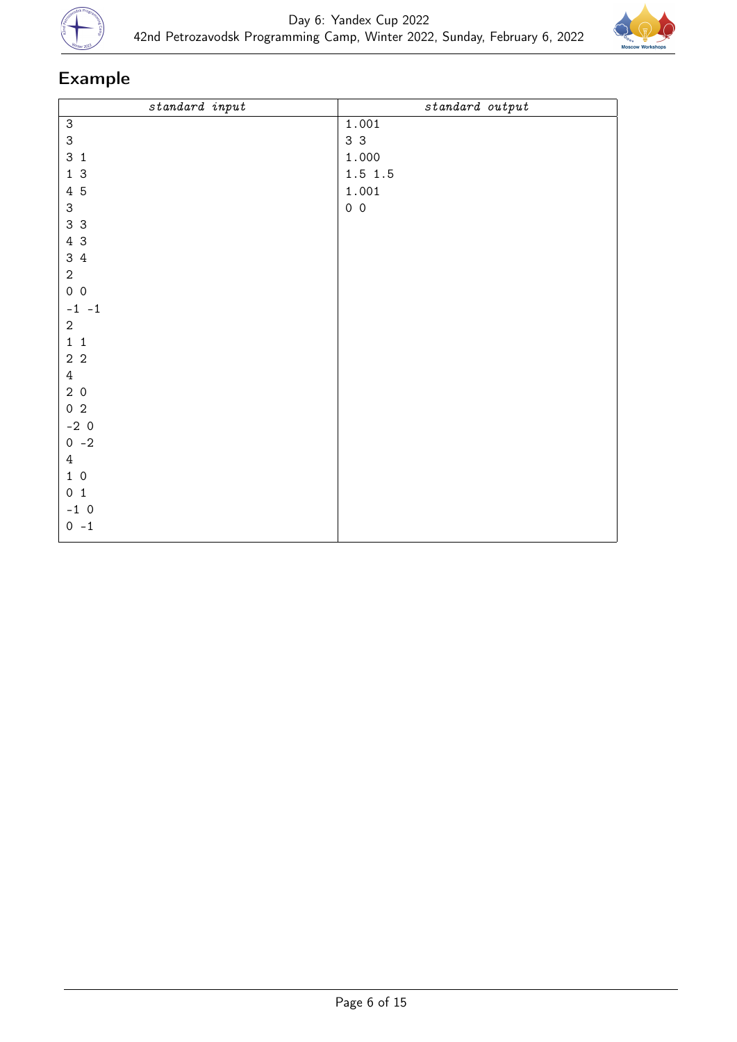## Example

| standard input | standard output |
|---|---|
| 3<br>3<br>3 1<br>1 3<br>4 5<br>3<br>3 3<br>4 3<br>3 4<br>2<br>0 0<br>-1 -1<br>2<br>1 1<br>2 2<br>4<br>2 0<br>0 2<br>-2 0<br>0 -2<br>4<br>1 0<br>0 1<br>-1 0<br>0 -1 | 1.001<br>3 3<br>1.000<br>1.5 1.5<br>1.001<br>0 0 |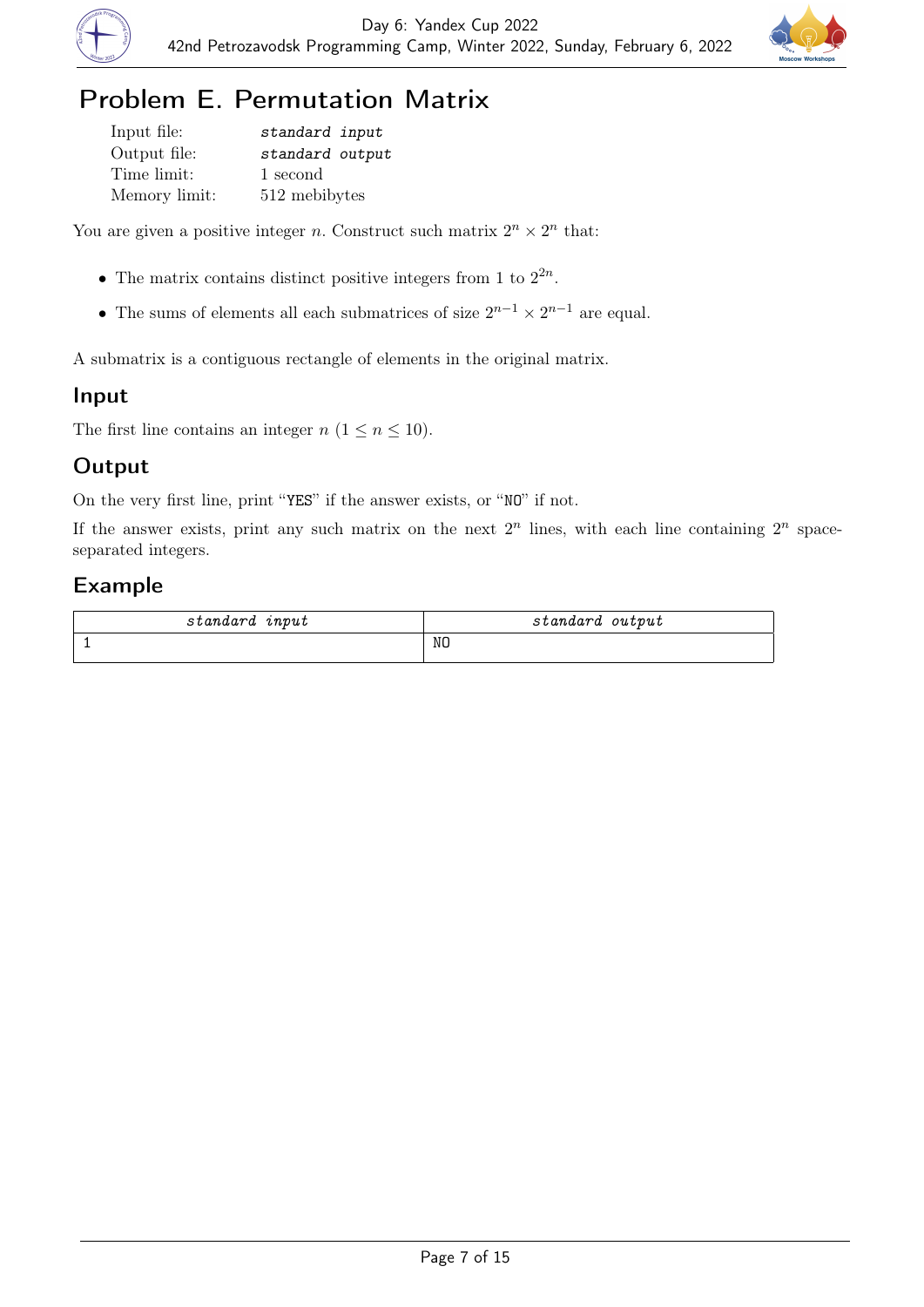# Problem E. Permutation Matrix

| | |
|---|---|
| Input file: | *standard input* |
| Output file: | *standard output* |
| Time limit: | 1 second |
| Memory limit: | 512 mebibytes |

You are given a positive integer $n$. Construct such matrix $2^n \times 2^n$ that:

- The matrix contains distinct positive integers from 1 to $2^{2n}$.
- The sums of elements all each submatrices of size $2^{n-1} \times 2^{n-1}$ are equal.

A submatrix is a contiguous rectangle of elements in the original matrix.

## Input

The first line contains an integer $n$ ($1 \le n \le 10$).

## Output

On the very first line, print "YES" if the answer exists, or "NO" if not.

If the answer exists, print any such matrix on the next $2^n$ lines, with each line containing $2^n$ space-separated integers.

## Example

| standard input | standard output |
|---|---|
| 1 | NO |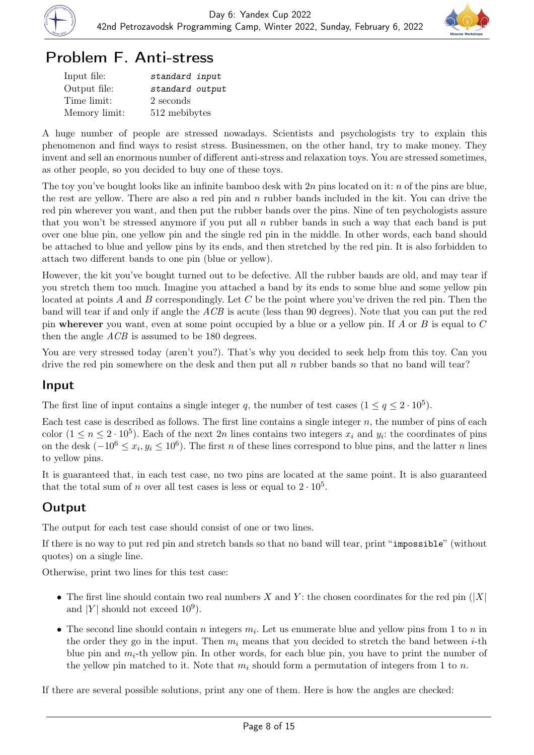# Problem F. Anti-stress

| | |
|---|---|
| Input file: | *standard input* |
| Output file: | *standard output* |
| Time limit: | 2 seconds |
| Memory limit: | 512 mebibytes |

A huge number of people are stressed nowadays. Scientists and psychologists try to explain this phenomenon and find ways to resist stress. Businessmen, on the other hand, try to make money. They invent and sell an enormous number of different anti-stress and relaxation toys. You are stressed sometimes, as other people, so you decided to buy one of these toys.

The toy you've bought looks like an infinite bamboo desk with $2n$ pins located on it: $n$ of the pins are blue, the rest are yellow. There are also a red pin and $n$ rubber bands included in the kit. You can drive the red pin wherever you want, and then put the rubber bands over the pins. Nine of ten psychologists assure that you won't be stressed anymore if you put all $n$ rubber bands in such a way that each band is put over one blue pin, one yellow pin and the single red pin in the middle. In other words, each band should be attached to blue and yellow pins by its ends, and then stretched by the red pin. It is also forbidden to attach two different bands to one pin (blue or yellow).

However, the kit you've bought turned out to be defective. All the rubber bands are old, and may tear if you stretch them too much. Imagine you attached a band by its ends to some blue and some yellow pin located at points $A$ and $B$ correspondingly. Let $C$ be the point where you've driven the red pin. Then the band will tear if and only if angle the $ACB$ is acute (less than 90 degrees). Note that you can put the red pin **wherever** you want, even at some point occupied by a blue or a yellow pin. If $A$ or $B$ is equal to $C$ then the angle $ACB$ is assumed to be 180 degrees.

You are very stressed today (aren't you?). That's why you decided to seek help from this toy. Can you drive the red pin somewhere on the desk and then put all $n$ rubber bands so that no band will tear?

## Input

The first line of input contains a single integer $q$, the number of test cases ($1 \le q \le 2 \cdot 10^5$).

Each test case is described as follows. The first line contains a single integer $n$, the number of pins of each color ($1 \le n \le 2 \cdot 10^5$). Each of the next $2n$ lines contains two integers $x_i$ and $y_i$: the coordinates of pins on the desk ($-10^6 \le x_i, y_i \le 10^6$). The first $n$ of these lines correspond to blue pins, and the latter $n$ lines to yellow pins.

It is guaranteed that, in each test case, no two pins are located at the same point. It is also guaranteed that the total sum of $n$ over all test cases is less or equal to $2 \cdot 10^5$.

## Output

The output for each test case should consist of one or two lines.

If there is no way to put red pin and stretch bands so that no band will tear, print "`impossible`" (without quotes) on a single line.

Otherwise, print two lines for this test case:

- The first line should contain two real numbers $X$ and $Y$: the chosen coordinates for the red pin ($|X|$ and $|Y|$ should not exceed $10^9$).
- The second line should contain $n$ integers $m_i$. Let us enumerate blue and yellow pins from 1 to $n$ in the order they go in the input. Then $m_i$ means that you decided to stretch the band between $i$-th blue pin and $m_i$-th yellow pin. In other words, for each blue pin, you have to print the number of the yellow pin matched to it. Note that $m_i$ should form a permutation of integers from 1 to $n$.

If there are several possible solutions, print any one of them. Here is how the angles are checked: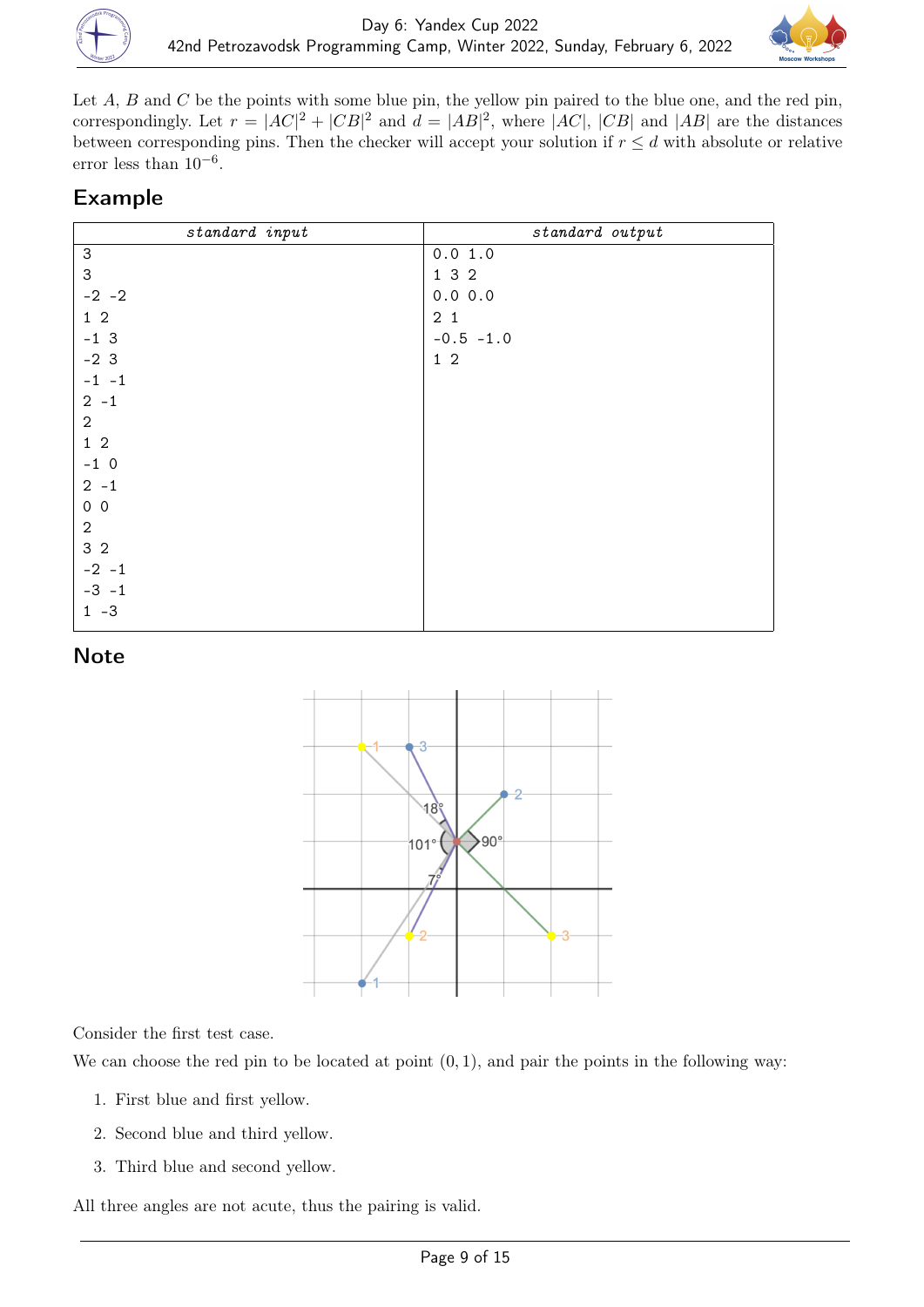Let $A$, $B$ and $C$ be the points with some blue pin, the yellow pin paired to the blue one, and the red pin, correspondingly. Let $r = |AC|^2 + |CB|^2$ and $d = |AB|^2$, where $|AC|$, $|CB|$ and $|AB|$ are the distances between corresponding pins. Then the checker will accept your solution if $r \le d$ with absolute or relative error less than $10^{-6}$.

## Example

| standard input | standard output |
|---|---|
| 3<br>3<br>-2 -2<br>1 2<br>-1 3<br>-2 3<br>-1 -1<br>2 -1<br>2<br>1 2<br>-1 0<br>2 -1<br>0 0<br>2<br>3 2<br>-2 -1<br>-3 -1<br>1 -3 | 0.0 1.0<br>1 3 2<br>0.0 0.0<br>2 1<br>-0.5 -1.0<br>1 2 |

## Note

Consider the first test case.

We can choose the red pin to be located at point $(0, 1)$, and pair the points in the following way:

1. First blue and first yellow.
2. Second blue and third yellow.
3. Third blue and second yellow.

All three angles are not acute, thus the pairing is valid.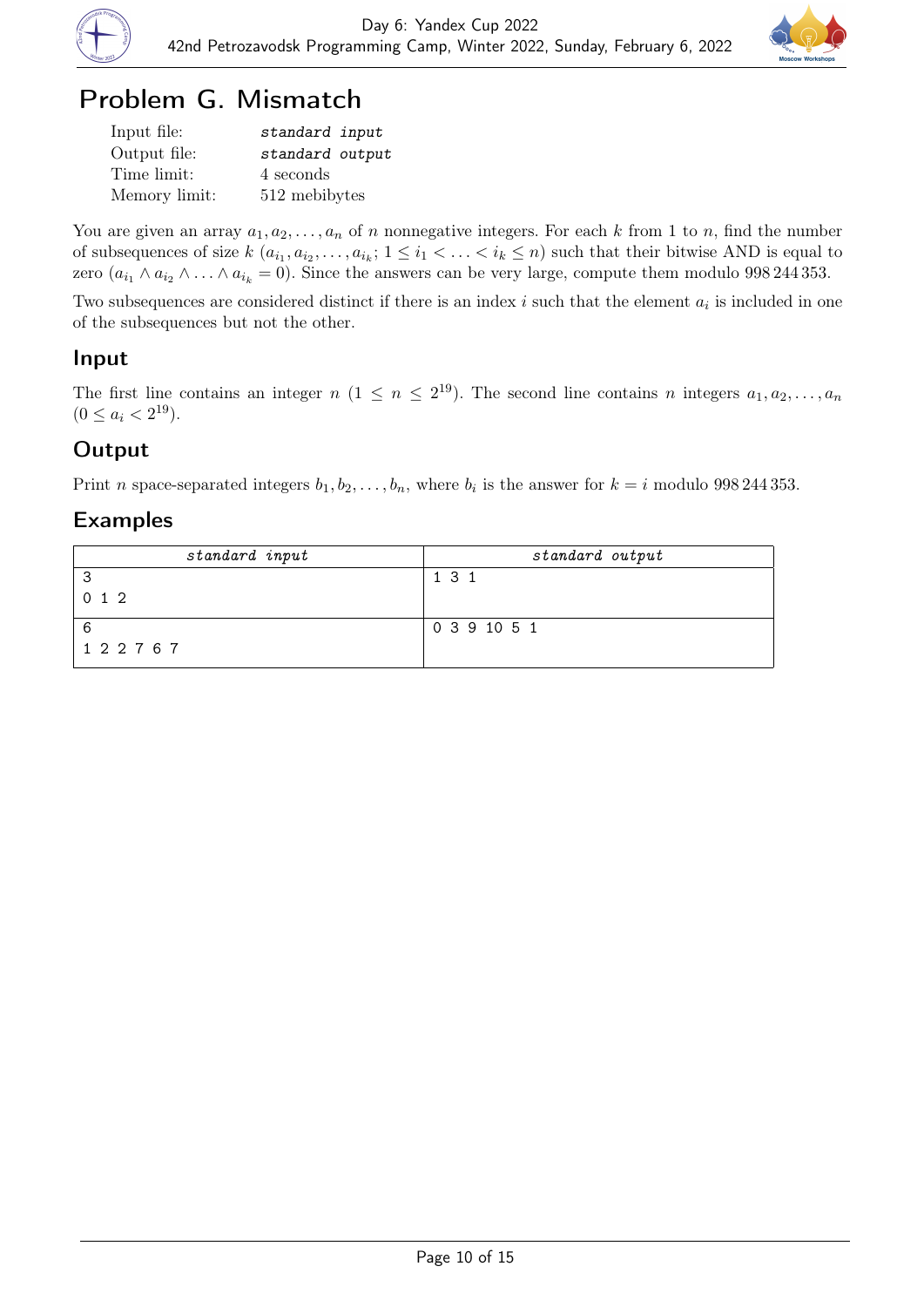# Problem G. Mismatch

| | |
|---|---|
| Input file: | *standard input* |
| Output file: | *standard output* |
| Time limit: | 4 seconds |
| Memory limit: | 512 mebibytes |

You are given an array $a_1, a_2, \ldots, a_n$ of $n$ nonnegative integers. For each $k$ from 1 to $n$, find the number of subsequences of size $k$ ($a_{i_1}, a_{i_2}, \ldots, a_{i_k}$; $1 \le i_1 < \ldots < i_k \le n$) such that their bitwise AND is equal to zero ($a_{i_1} \wedge a_{i_2} \wedge \ldots \wedge a_{i_k} = 0$). Since the answers can be very large, compute them modulo 998 244 353.

Two subsequences are considered distinct if there is an index $i$ such that the element $a_i$ is included in one of the subsequences but not the other.

## Input

The first line contains an integer $n$ ($1 \le n \le 2^{19}$). The second line contains $n$ integers $a_1, a_2, \ldots, a_n$ ($0 \le a_i < 2^{19}$).

## Output

Print $n$ space-separated integers $b_1, b_2, \ldots, b_n$, where $b_i$ is the answer for $k = i$ modulo 998 244 353.

## Examples

| standard input | standard output |
|---|---|
| 3<br>0 1 2 | 1 3 1 |
| 6<br>1 2 2 7 6 7 | 0 3 9 10 5 1 |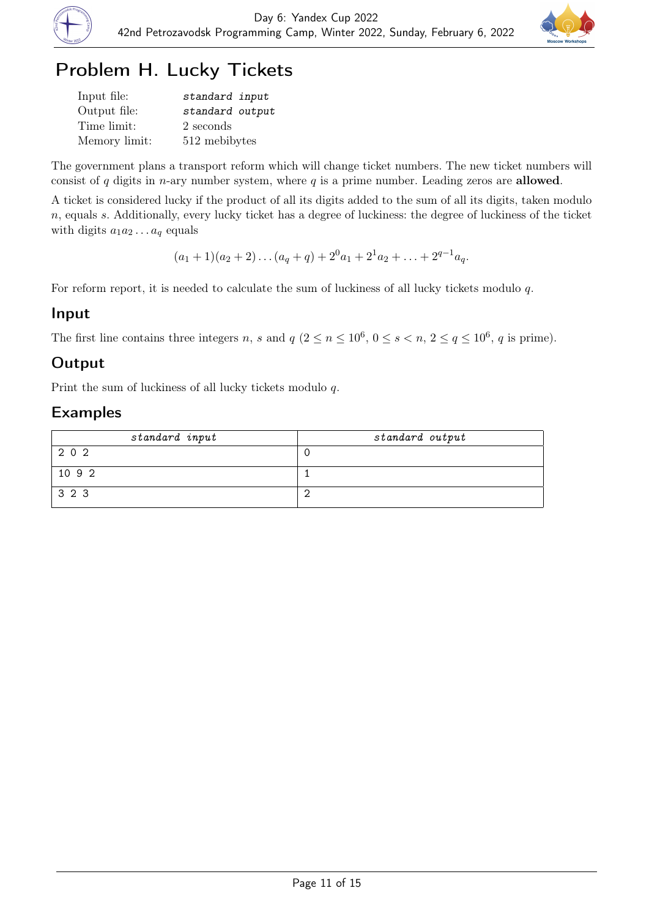# Problem H. Lucky Tickets

| | |
|---|---|
| Input file: | *standard input* |
| Output file: | *standard output* |
| Time limit: | 2 seconds |
| Memory limit: | 512 mebibytes |

The government plans a transport reform which will change ticket numbers. The new ticket numbers will consist of $q$ digits in $n$-ary number system, where $q$ is a prime number. Leading zeros are **allowed**.

A ticket is considered lucky if the product of all its digits added to the sum of all its digits, taken modulo $n$, equals $s$. Additionally, every lucky ticket has a degree of luckiness: the degree of luckiness of the ticket with digits $a_1 a_2 \ldots a_q$ equals

$$(a_1 + 1)(a_2 + 2) \ldots (a_q + q) + 2^0 a_1 + 2^1 a_2 + \ldots + 2^{q-1} a_q.$$

For reform report, it is needed to calculate the sum of luckiness of all lucky tickets modulo $q$.

## Input

The first line contains three integers $n$, $s$ and $q$ ($2 \le n \le 10^6$, $0 \le s < n$, $2 \le q \le 10^6$, $q$ is prime).

## Output

Print the sum of luckiness of all lucky tickets modulo $q$.

## Examples

| standard input | standard output |
|---|---|
| 2 0 2 | 0 |
| 10 9 2 | 1 |
| 3 2 3 | 2 |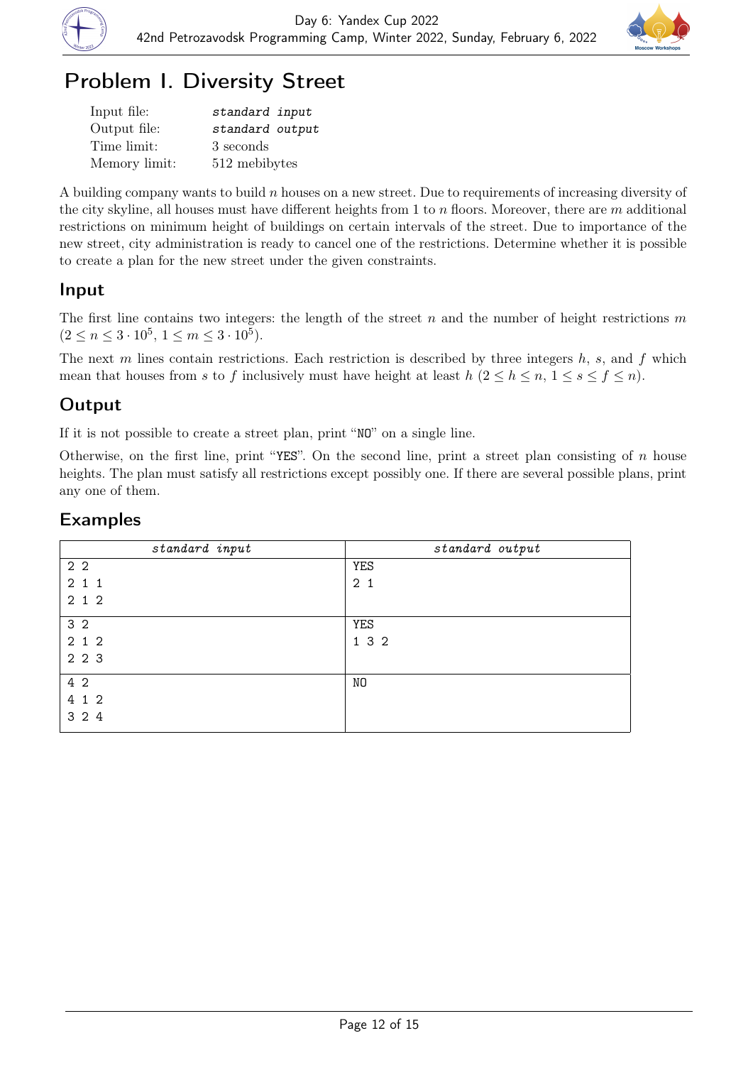# Problem I. Diversity Street

| | |
|---|---|
| Input file: | *standard input* |
| Output file: | *standard output* |
| Time limit: | 3 seconds |
| Memory limit: | 512 mebibytes |

A building company wants to build $n$ houses on a new street. Due to requirements of increasing diversity of the city skyline, all houses must have different heights from 1 to $n$ floors. Moreover, there are $m$ additional restrictions on minimum height of buildings on certain intervals of the street. Due to importance of the new street, city administration is ready to cancel one of the restrictions. Determine whether it is possible to create a plan for the new street under the given constraints.

## Input

The first line contains two integers: the length of the street $n$ and the number of height restrictions $m$ ($2 \le n \le 3 \cdot 10^5$, $1 \le m \le 3 \cdot 10^5$).

The next $m$ lines contain restrictions. Each restriction is described by three integers $h$, $s$, and $f$ which mean that houses from $s$ to $f$ inclusively must have height at least $h$ ($2 \le h \le n$, $1 \le s \le f \le n$).

## Output

If it is not possible to create a street plan, print "NO" on a single line.

Otherwise, on the first line, print "YES". On the second line, print a street plan consisting of $n$ house heights. The plan must satisfy all restrictions except possibly one. If there are several possible plans, print any one of them.

## Examples

| standard input | standard output |
|---|---|
| 2 2<br>2 1 1<br>2 1 2 | YES<br>2 1 |
| 3 2<br>2 1 2<br>2 2 3 | YES<br>1 3 2 |
| 4 2<br>4 1 2<br>3 2 4 | NO |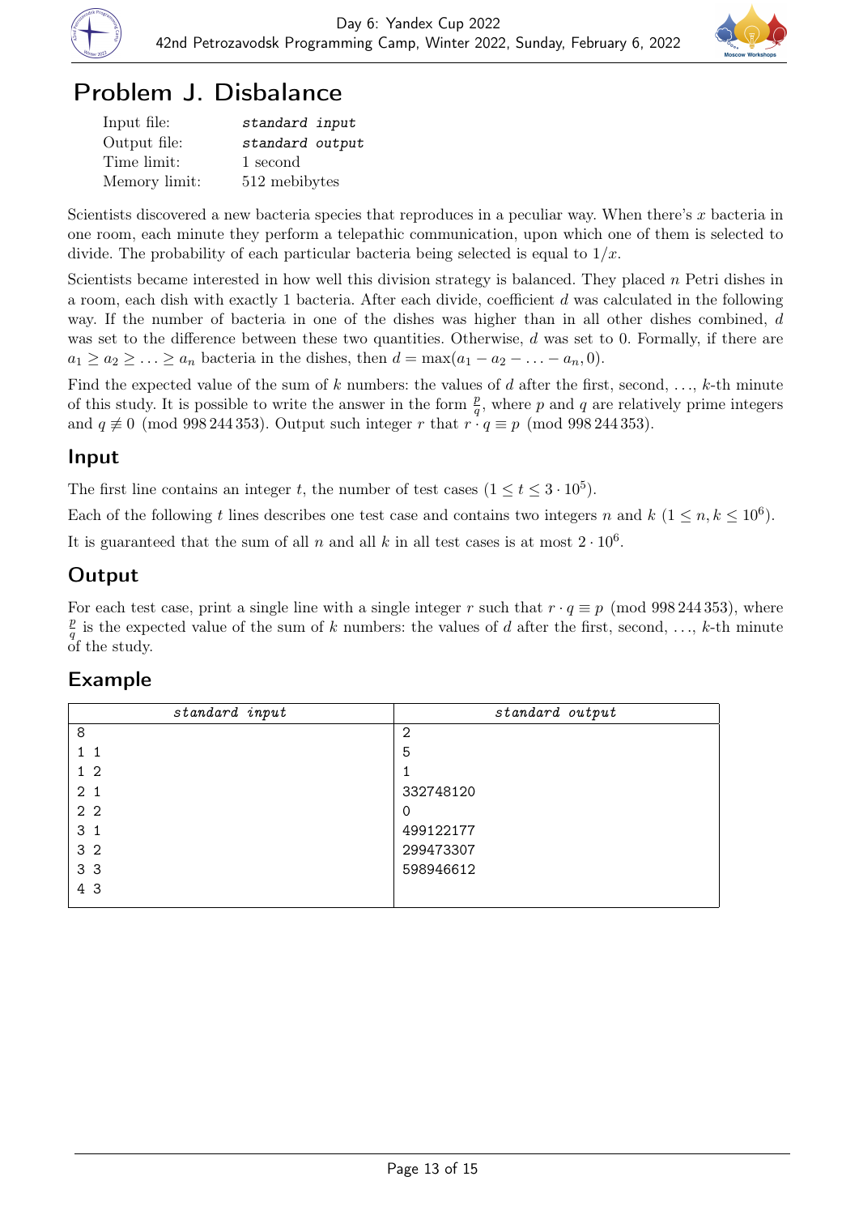# Problem J. Disbalance

| | |
|---|---|
| Input file: | *standard input* |
| Output file: | *standard output* |
| Time limit: | 1 second |
| Memory limit: | 512 mebibytes |

Scientists discovered a new bacteria species that reproduces in a peculiar way. When there's $x$ bacteria in one room, each minute they perform a telepathic communication, upon which one of them is selected to divide. The probability of each particular bacteria being selected is equal to $1/x$.

Scientists became interested in how well this division strategy is balanced. They placed $n$ Petri dishes in a room, each dish with exactly 1 bacteria. After each divide, coefficient $d$ was calculated in the following way. If the number of bacteria in one of the dishes was higher than in all other dishes combined, $d$ was set to the difference between these two quantities. Otherwise, $d$ was set to 0. Formally, if there are $a_1 \geq a_2 \geq \ldots \geq a_n$ bacteria in the dishes, then $d = \max(a_1 - a_2 - \ldots - a_n, 0)$.

Find the expected value of the sum of $k$ numbers: the values of $d$ after the first, second, …, $k$-th minute of this study. It is possible to write the answer in the form $\frac{p}{q}$, where $p$ and $q$ are relatively prime integers and $q \not\equiv 0 \pmod{998\,244\,353}$. Output such integer $r$ that $r \cdot q \equiv p \pmod{998\,244\,353}$.

## Input

The first line contains an integer $t$, the number of test cases ($1 \leq t \leq 3 \cdot 10^5$).

Each of the following $t$ lines describes one test case and contains two integers $n$ and $k$ ($1 \leq n, k \leq 10^6$).

It is guaranteed that the sum of all $n$ and all $k$ in all test cases is at most $2 \cdot 10^6$.

## Output

For each test case, print a single line with a single integer $r$ such that $r \cdot q \equiv p \pmod{998\,244\,353}$, where $\frac{p}{q}$ is the expected value of the sum of $k$ numbers: the values of $d$ after the first, second, …, $k$-th minute of the study.

## Example

| standard input | standard output |
|---|---|
| 8 | 2 |
| 1 1 | 5 |
| 1 2 | 1 |
| 2 1 | 332748120 |
| 2 2 | 0 |
| 3 1 | 499122177 |
| 3 2 | 299473307 |
| 3 3 | 598946612 |
| 4 3 | |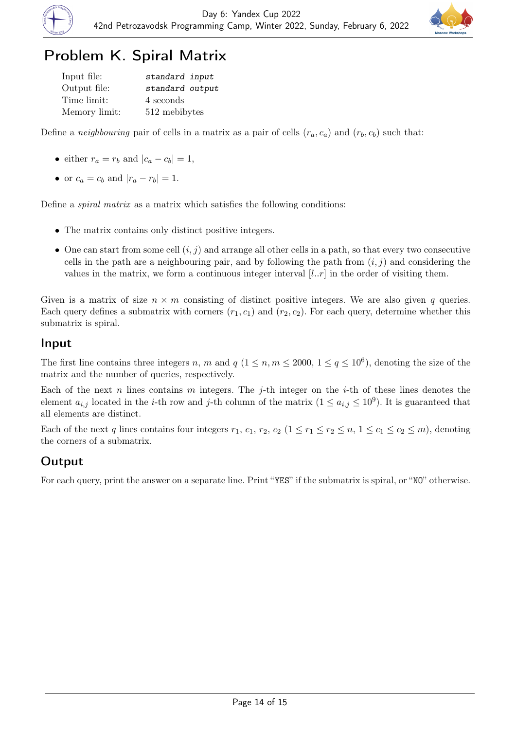# Problem K. Spiral Matrix

| | |
|---|---|
| Input file: | *standard input* |
| Output file: | *standard output* |
| Time limit: | 4 seconds |
| Memory limit: | 512 mebibytes |

Define a *neighbouring* pair of cells in a matrix as a pair of cells $(r_a, c_a)$ and $(r_b, c_b)$ such that:

- either $r_a = r_b$ and $|c_a - c_b| = 1$,
- or $c_a = c_b$ and $|r_a - r_b| = 1$.

Define a *spiral matrix* as a matrix which satisfies the following conditions:

- The matrix contains only distinct positive integers.
- One can start from some cell $(i, j)$ and arrange all other cells in a path, so that every two consecutive cells in the path are a neighbouring pair, and by following the path from $(i, j)$ and considering the values in the matrix, we form a continuous integer interval $[l..r]$ in the order of visiting them.

Given is a matrix of size $n \times m$ consisting of distinct positive integers. We are also given $q$ queries. Each query defines a submatrix with corners $(r_1, c_1)$ and $(r_2, c_2)$. For each query, determine whether this submatrix is spiral.

## Input

The first line contains three integers $n$, $m$ and $q$ ($1 \le n, m \le 2000$, $1 \le q \le 10^6$), denoting the size of the matrix and the number of queries, respectively.

Each of the next $n$ lines contains $m$ integers. The $j$-th integer on the $i$-th of these lines denotes the element $a_{i,j}$ located in the $i$-th row and $j$-th column of the matrix ($1 \le a_{i,j} \le 10^9$). It is guaranteed that all elements are distinct.

Each of the next $q$ lines contains four integers $r_1$, $c_1$, $r_2$, $c_2$ ($1 \le r_1 \le r_2 \le n$, $1 \le c_1 \le c_2 \le m$), denoting the corners of a submatrix.

## Output

For each query, print the answer on a separate line. Print "YES" if the submatrix is spiral, or "NO" otherwise.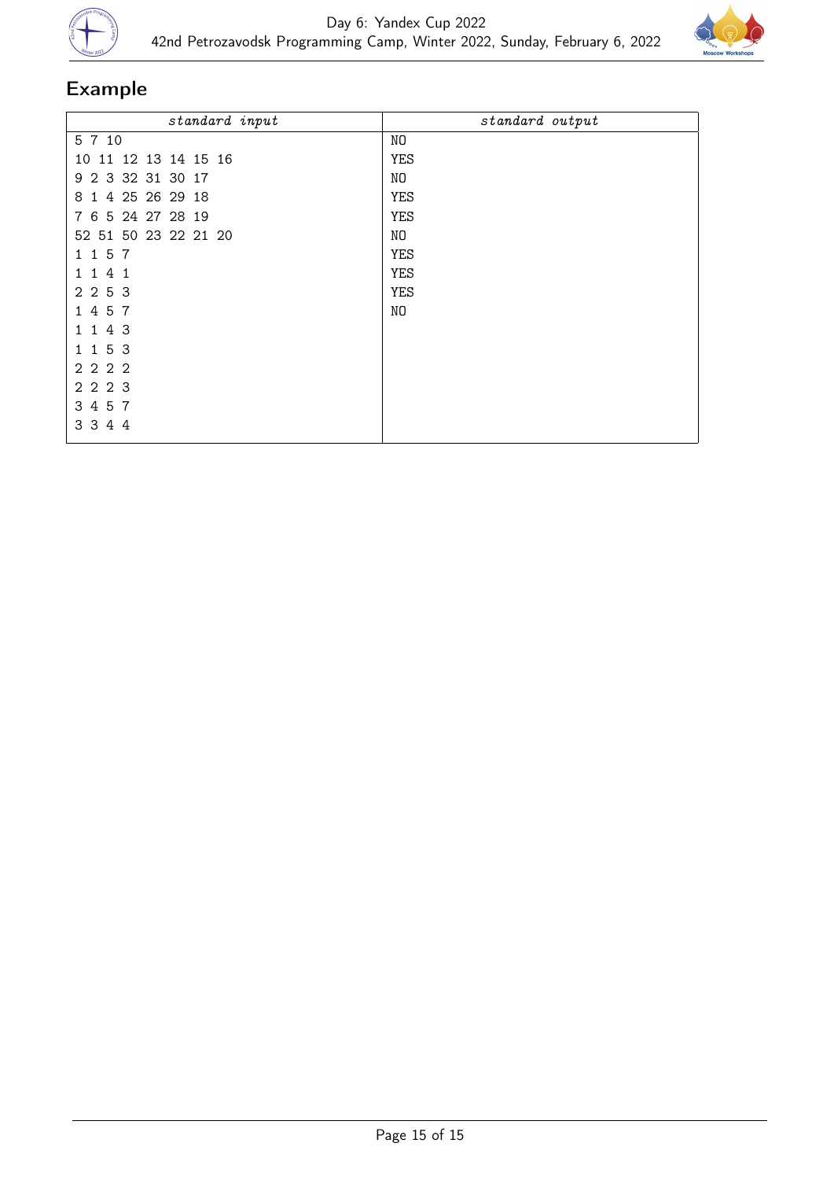## Example

| standard input | standard output |
|---|---|
| 5 7 10<br>10 11 12 13 14 15 16<br>9 2 3 32 31 30 17<br>8 1 4 25 26 29 18<br>7 6 5 24 27 28 19<br>52 51 50 23 22 21 20<br>1 1 5 7<br>1 1 4 1<br>2 2 5 3<br>1 4 5 7<br>1 1 4 3<br>1 1 5 3<br>2 2 2 2<br>2 2 2 3<br>3 4 5 7<br>3 3 4 4 | NO<br>YES<br>NO<br>YES<br>YES<br>NO<br>YES<br>YES<br>YES<br>NO |